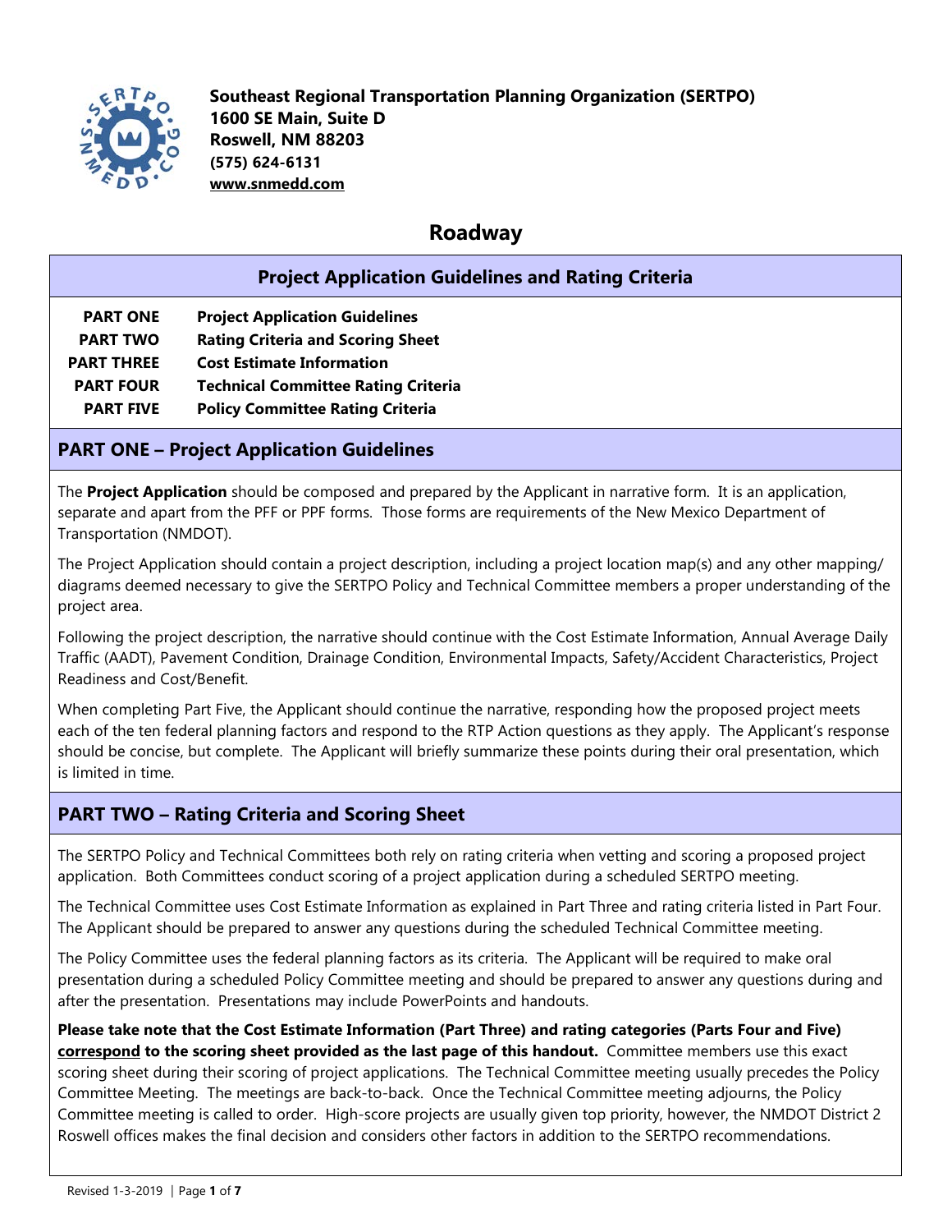**Southeast Regional Transportation Planning Organization (SERTPO)**
**1600 SE Main, Suite D**
**Roswell, NM 88203**
**(575) 624-6131**
**www.snmedd.com**

# Roadway

## Project Application Guidelines and Rating Criteria

| | |
|---|---|
| **PART ONE** | **Project Application Guidelines** |
| **PART TWO** | **Rating Criteria and Scoring Sheet** |
| **PART THREE** | **Cost Estimate Information** |
| **PART FOUR** | **Technical Committee Rating Criteria** |
| **PART FIVE** | **Policy Committee Rating Criteria** |

## PART ONE – Project Application Guidelines

The **Project Application** should be composed and prepared by the Applicant in narrative form. It is an application, separate and apart from the PFF or PPF forms. Those forms are requirements of the New Mexico Department of Transportation (NMDOT).

The Project Application should contain a project description, including a project location map(s) and any other mapping/ diagrams deemed necessary to give the SERTPO Policy and Technical Committee members a proper understanding of the project area.

Following the project description, the narrative should continue with the Cost Estimate Information, Annual Average Daily Traffic (AADT), Pavement Condition, Drainage Condition, Environmental Impacts, Safety/Accident Characteristics, Project Readiness and Cost/Benefit.

When completing Part Five, the Applicant should continue the narrative, responding how the proposed project meets each of the ten federal planning factors and respond to the RTP Action questions as they apply. The Applicant's response should be concise, but complete. The Applicant will briefly summarize these points during their oral presentation, which is limited in time.

## PART TWO – Rating Criteria and Scoring Sheet

The SERTPO Policy and Technical Committees both rely on rating criteria when vetting and scoring a proposed project application. Both Committees conduct scoring of a project application during a scheduled SERTPO meeting.

The Technical Committee uses Cost Estimate Information as explained in Part Three and rating criteria listed in Part Four. The Applicant should be prepared to answer any questions during the scheduled Technical Committee meeting.

The Policy Committee uses the federal planning factors as its criteria. The Applicant will be required to make oral presentation during a scheduled Policy Committee meeting and should be prepared to answer any questions during and after the presentation. Presentations may include PowerPoints and handouts.

**Please take note that the Cost Estimate Information (Part Three) and rating categories (Parts Four and Five) <u>correspond</u> to the scoring sheet provided as the last page of this handout.** Committee members use this exact scoring sheet during their scoring of project applications. The Technical Committee meeting usually precedes the Policy Committee Meeting. The meetings are back-to-back. Once the Technical Committee meeting adjourns, the Policy Committee meeting is called to order. High-score projects are usually given top priority, however, the NMDOT District 2 Roswell offices makes the final decision and considers other factors in addition to the SERTPO recommendations.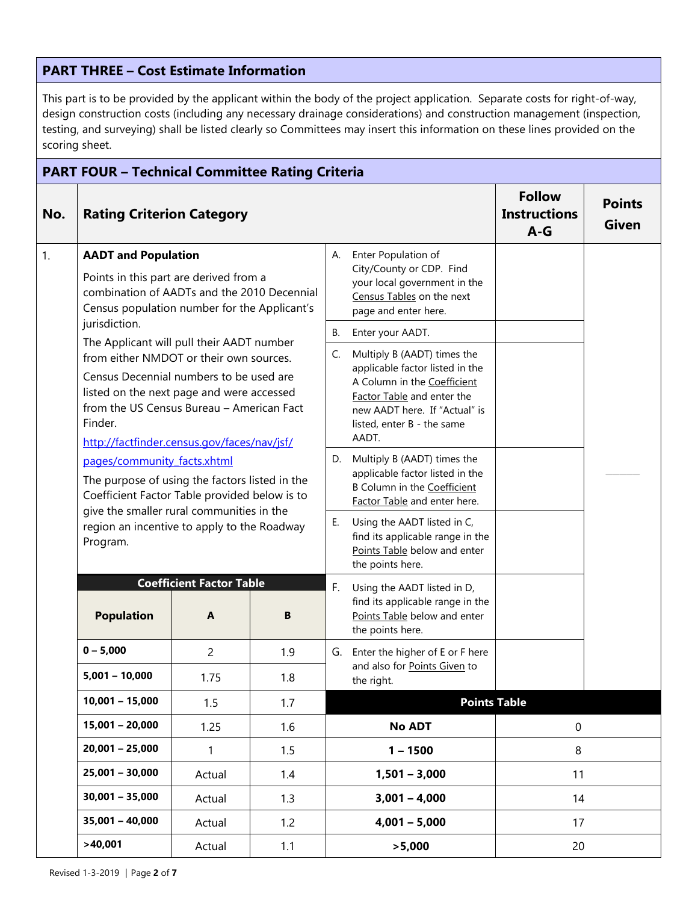## PART THREE – Cost Estimate Information

This part is to be provided by the applicant within the body of the project application. Separate costs for right-of-way, design construction costs (including any necessary drainage considerations) and construction management (inspection, testing, and surveying) shall be listed clearly so Committees may insert this information on these lines provided on the scoring sheet.

## PART FOUR – Technical Committee Rating Criteria

| No. | Rating Criterion Category | | Follow Instructions A-G | Points Given |
|---|---|---|---|---|
| 1. | **AADT and Population**<br><br>Points in this part are derived from a combination of AADTs and the 2010 Decennial Census population number for the Applicant's jurisdiction.<br><br>The Applicant will pull their AADT number from either NMDOT or their own sources.<br><br>Census Decennial numbers to be used are listed on the next page and were accessed from the US Census Bureau – American Fact Finder.<br><br>http://factfinder.census.gov/faces/nav/jsf/pages/community_facts.xhtml<br><br>The purpose of using the factors listed in the Coefficient Factor Table provided below is to give the smaller rural communities in the region an incentive to apply to the Roadway Program. | A. Enter Population of City/County or CDP. Find your local government in the Census Tables on the next page and enter here. | | ______ |
| | | B. Enter your AADT. | | |
| | | C. Multiply B (AADT) times the applicable factor listed in the A Column in the Coefficient Factor Table and enter the new AADT here. If "Actual" is listed, enter B - the same AADT. | | |
| | | D. Multiply B (AADT) times the applicable factor listed in the B Column in the Coefficient Factor Table and enter here. | | |
| | | E. Using the AADT listed in C, find its applicable range in the Points Table below and enter the points here. | | |
| | | F. Using the AADT listed in D, find its applicable range in the Points Table below and enter the points here. | | |
| | | G. Enter the higher of E or F here and also for Points Given to the right. | | |

**Coefficient Factor Table**

| Population | A | B |
|---|---|---|
| **0 – 5,000** | 2 | 1.9 |
| **5,001 – 10,000** | 1.75 | 1.8 |
| **10,001 – 15,000** | 1.5 | 1.7 |
| **15,001 – 20,000** | 1.25 | 1.6 |
| **20,001 – 25,000** | 1 | 1.5 |
| **25,001 – 30,000** | Actual | 1.4 |
| **30,001 – 35,000** | Actual | 1.3 |
| **35,001 – 40,000** | Actual | 1.2 |
| **>40,001** | Actual | 1.1 |

**Points Table**

| AADT | Points |
|---|---|
| **No ADT** | 0 |
| **1 – 1500** | 8 |
| **1,501 – 3,000** | 11 |
| **3,001 – 4,000** | 14 |
| **4,001 – 5,000** | 17 |
| **>5,000** | 20 |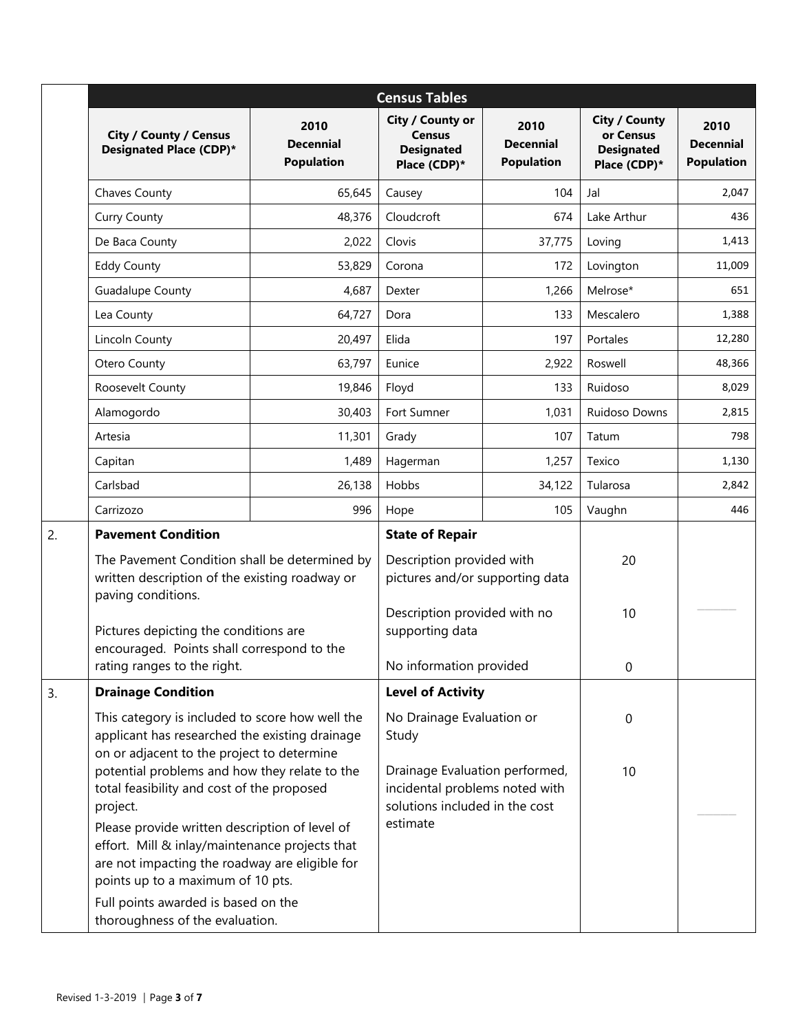| Census Tables | | | | | |
|---|---|---|---|---|---|
| **City / County / Census Designated Place (CDP)*** | **2010 Decennial Population** | **City / County or Census Designated Place (CDP)*** | **2010 Decennial Population** | **City / County or Census Designated Place (CDP)*** | **2010 Decennial Population** |
| Chaves County | 65,645 | Causey | 104 | Jal | 2,047 |
| Curry County | 48,376 | Cloudcroft | 674 | Lake Arthur | 436 |
| De Baca County | 2,022 | Clovis | 37,775 | Loving | 1,413 |
| Eddy County | 53,829 | Corona | 172 | Lovington | 11,009 |
| Guadalupe County | 4,687 | Dexter | 1,266 | Melrose* | 651 |
| Lea County | 64,727 | Dora | 133 | Mescalero | 1,388 |
| Lincoln County | 20,497 | Elida | 197 | Portales | 12,280 |
| Otero County | 63,797 | Eunice | 2,922 | Roswell | 48,366 |
| Roosevelt County | 19,846 | Floyd | 133 | Ruidoso | 8,029 |
| Alamogordo | 30,403 | Fort Sumner | 1,031 | Ruidoso Downs | 2,815 |
| Artesia | 11,301 | Grady | 107 | Tatum | 798 |
| Capitan | 1,489 | Hagerman | 1,257 | Texico | 1,130 |
| Carlsbad | 26,138 | Hobbs | 34,122 | Tularosa | 2,842 |
| Carrizozo | 996 | Hope | 105 | Vaughn | 446 |

| | Criteria | Rating | Points | Score |
|---|---|---|---|---|
| 2. | **Pavement Condition**<br><br>The Pavement Condition shall be determined by written description of the existing roadway or paving conditions.<br><br>Pictures depicting the conditions are encouraged. Points shall correspond to the rating ranges to the right. | **State of Repair**<br><br>Description provided with pictures and/or supporting data<br><br>Description provided with no supporting data<br><br>No information provided | <br><br>20<br><br>10<br><br>0 | _______ |
| 3. | **Drainage Condition**<br><br>This category is included to score how well the applicant has researched the existing drainage on or adjacent to the project to determine potential problems and how they relate to the total feasibility and cost of the proposed project.<br><br>Please provide written description of level of effort. Mill & inlay/maintenance projects that are not impacting the roadway are eligible for points up to a maximum of 10 pts.<br><br>Full points awarded is based on the thoroughness of the evaluation. | **Level of Activity**<br><br>No Drainage Evaluation or Study<br><br>Drainage Evaluation performed, incidental problems noted with solutions included in the cost estimate | <br><br>0<br><br>10 | _______ |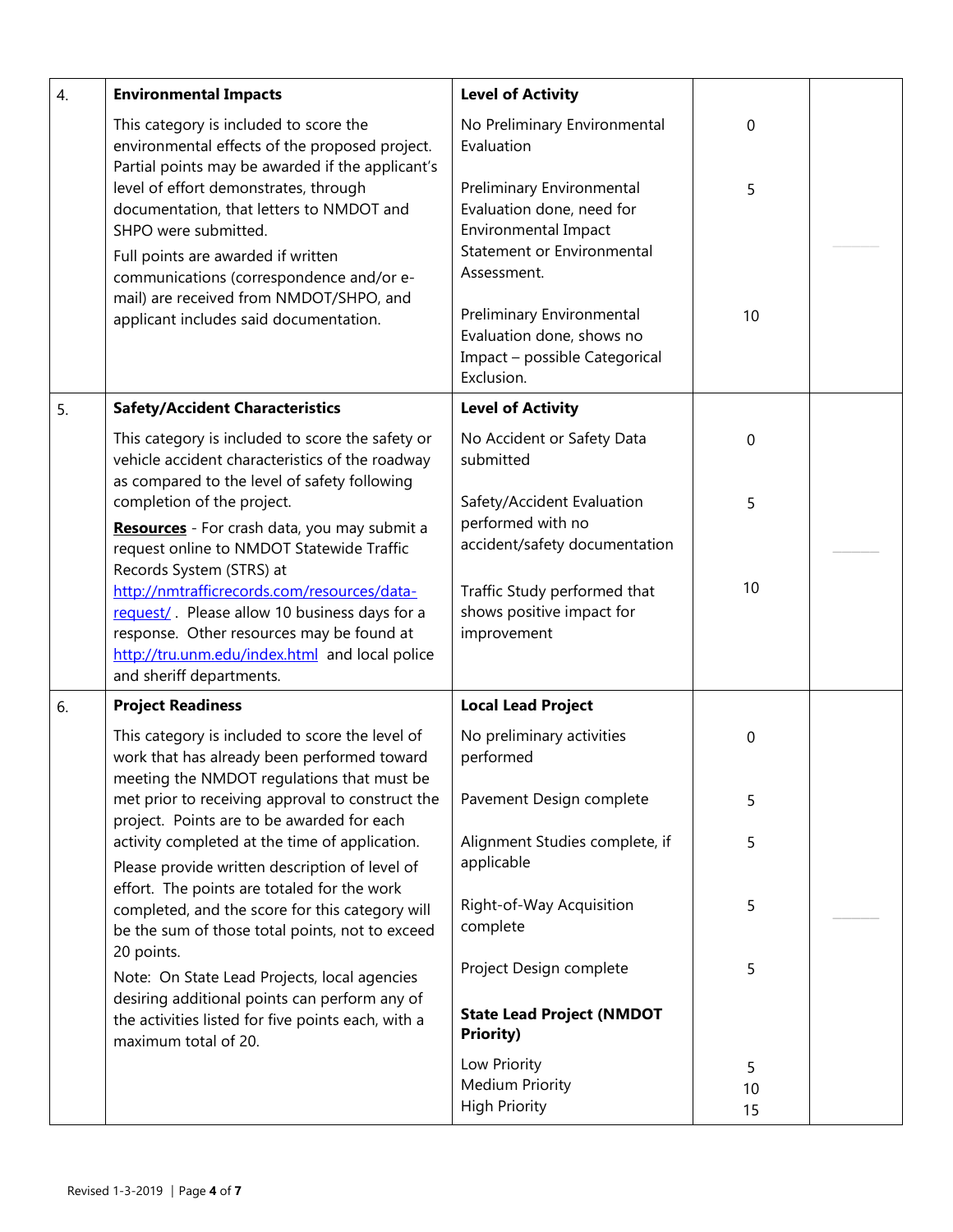| | | | | |
|---|---|---|---|---|
| 4. | **Environmental Impacts**<br><br>This category is included to score the environmental effects of the proposed project. Partial points may be awarded if the applicant's level of effort demonstrates, through documentation, that letters to NMDOT and SHPO were submitted.<br><br>Full points are awarded if written communications (correspondence and/or e-mail) are received from NMDOT/SHPO, and applicant includes said documentation. | **Level of Activity**<br><br>No Preliminary Environmental Evaluation<br><br>Preliminary Environmental Evaluation done, need for Environmental Impact Statement or Environmental Assessment.<br><br>Preliminary Environmental Evaluation done, shows no Impact – possible Categorical Exclusion. | <br><br>0<br><br>5<br><br>10 | ______ |
| 5. | **Safety/Accident Characteristics**<br><br>This category is included to score the safety or vehicle accident characteristics of the roadway as compared to the level of safety following completion of the project.<br><br>**<u>Resources</u>** - For crash data, you may submit a request online to NMDOT Statewide Traffic Records System (STRS) at [http://nmtrafficrecords.com/resources/data-request/](http://nmtrafficrecords.com/resources/data-request/). Please allow 10 business days for a response. Other resources may be found at [http://tru.unm.edu/index.html](http://tru.unm.edu/index.html) and local police and sheriff departments. | **Level of Activity**<br><br>No Accident or Safety Data submitted<br><br>Safety/Accident Evaluation performed with no accident/safety documentation<br><br>Traffic Study performed that shows positive impact for improvement | <br><br>0<br><br>5<br><br>10 | ______ |
| 6. | **Project Readiness**<br><br>This category is included to score the level of work that has already been performed toward meeting the NMDOT regulations that must be met prior to receiving approval to construct the project. Points are to be awarded for each activity completed at the time of application.<br><br>Please provide written description of level of effort. The points are totaled for the work completed, and the score for this category will be the sum of those total points, not to exceed 20 points.<br><br>Note: On State Lead Projects, local agencies desiring additional points can perform any of the activities listed for five points each, with a maximum total of 20. | **Local Lead Project**<br><br>No preliminary activities performed<br><br>Pavement Design complete<br><br>Alignment Studies complete, if applicable<br><br>Right-of-Way Acquisition complete<br><br>Project Design complete<br><br>**State Lead Project (NMDOT Priority)**<br><br>Low Priority<br>Medium Priority<br>High Priority | <br><br>0<br><br>5<br><br>5<br><br>5<br><br>5<br><br><br><br>5<br>10<br>15 | ______ |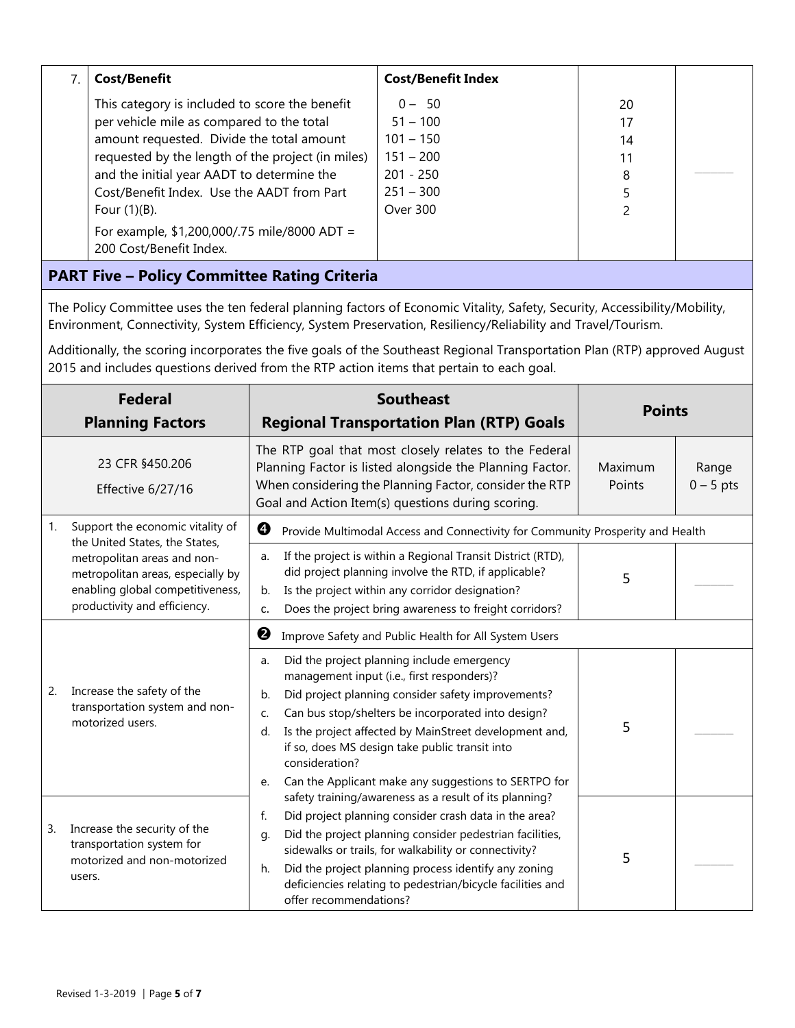| 7. | **Cost/Benefit** | **Cost/Benefit Index** | | |
|---|---|---|---|---|
| | This category is included to score the benefit per vehicle mile as compared to the total amount requested. Divide the total amount requested by the length of the project (in miles) and the initial year AADT to determine the Cost/Benefit Index. Use the AADT from Part Four (1)(B).<br><br>For example, $1,200,000/.75 mile/8000 ADT = 200 Cost/Benefit Index. | 0 – 50<br>51 – 100<br>101 – 150<br>151 – 200<br>201 - 250<br>251 – 300<br>Over 300 | 20<br>17<br>14<br>11<br>8<br>5<br>2 | _______ |

## PART Five – Policy Committee Rating Criteria

The Policy Committee uses the ten federal planning factors of Economic Vitality, Safety, Security, Accessibility/Mobility, Environment, Connectivity, System Efficiency, System Preservation, Resiliency/Reliability and Travel/Tourism.

Additionally, the scoring incorporates the five goals of the Southeast Regional Transportation Plan (RTP) approved August 2015 and includes questions derived from the RTP action items that pertain to each goal.

| **Federal Planning Factors** | **Southeast Regional Transportation Plan (RTP) Goals** | **Points** | |
|---|---|---|---|
| 23 CFR §450.206<br>Effective 6/27/16 | The RTP goal that most closely relates to the Federal Planning Factor is listed alongside the Planning Factor. When considering the Planning Factor, consider the RTP Goal and Action Item(s) questions during scoring. | Maximum Points | Range 0 – 5 pts |
| 1. Support the economic vitality of the United States, the States, metropolitan areas and non-metropolitan areas, especially by enabling global competitiveness, productivity and efficiency. | ❹ Provide Multimodal Access and Connectivity for Community Prosperity and Health | | |
| | a. If the project is within a Regional Transit District (RTD), did project planning involve the RTD, if applicable?<br>b. Is the project within any corridor designation?<br>c. Does the project bring awareness to freight corridors? | 5 | _______ |
| | ❷ Improve Safety and Public Health for All System Users | | |
| 2. Increase the safety of the transportation system and non-motorized users. | a. Did the project planning include emergency management input (i.e., first responders)?<br>b. Did project planning consider safety improvements?<br>c. Can bus stop/shelters be incorporated into design?<br>d. Is the project affected by MainStreet development and, if so, does MS design take public transit into consideration?<br>e. Can the Applicant make any suggestions to SERTPO for safety training/awareness as a result of its planning?<br>f. Did project planning consider crash data in the area?<br>g. Did the project planning consider pedestrian facilities, sidewalks or trails, for walkability or connectivity?<br>h. Did the project planning process identify any zoning deficiencies relating to pedestrian/bicycle facilities and offer recommendations? | 5 | _______ |
| 3. Increase the security of the transportation system for motorized and non-motorized users. | | 5 | _______ |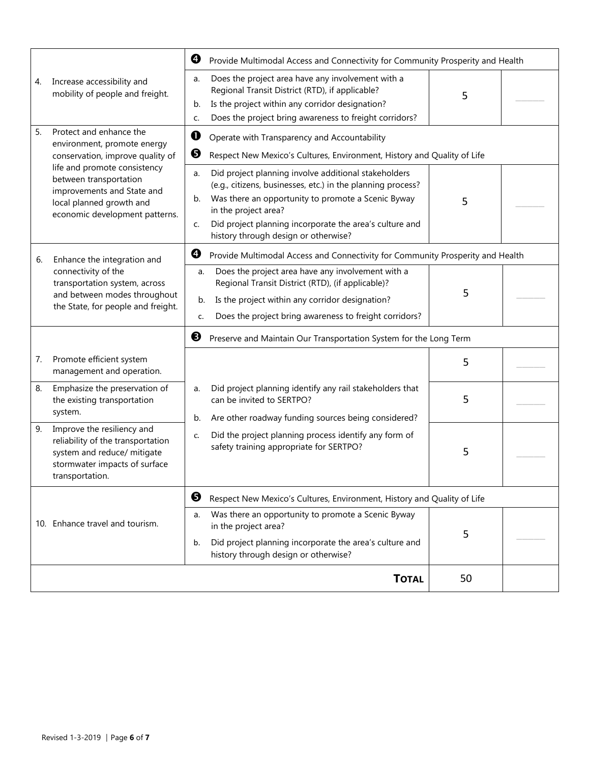| | | | |
|---|---|---|---|
| 4. Increase accessibility and mobility of people and freight. | ❹ Provide Multimodal Access and Connectivity for Community Prosperity and Health<br>a. Does the project area have any involvement with a Regional Transit District (RTD), if applicable?<br>b. Is the project within any corridor designation?<br>c. Does the project bring awareness to freight corridors? | 5 | _______ |
| 5. Protect and enhance the environment, promote energy conservation, improve quality of life and promote consistency between transportation improvements and State and local planned growth and economic development patterns. | ❶ Operate with Transparency and Accountability<br>❺ Respect New Mexico's Cultures, Environment, History and Quality of Life<br>a. Did project planning involve additional stakeholders (e.g., citizens, businesses, etc.) in the planning process?<br>b. Was there an opportunity to promote a Scenic Byway in the project area?<br>c. Did project planning incorporate the area's culture and history through design or otherwise? | 5 | _______ |
| 6. Enhance the integration and connectivity of the transportation system, across and between modes throughout the State, for people and freight. | ❹ Provide Multimodal Access and Connectivity for Community Prosperity and Health<br>a. Does the project area have any involvement with a Regional Transit District (RTD), (if applicable)?<br>b. Is the project within any corridor designation?<br>c. Does the project bring awareness to freight corridors? | 5 | _______ |
| 7. Promote efficient system management and operation. | ❸ Preserve and Maintain Our Transportation System for the Long Term<br>a. Did project planning identify any rail stakeholders that can be invited to SERTPO?<br>b. Are other roadway funding sources being considered?<br>c. Did the project planning process identify any form of safety training appropriate for SERTPO? | 5 | _______ |
| 8. Emphasize the preservation of the existing transportation system. | | 5 | _______ |
| 9. Improve the resiliency and reliability of the transportation system and reduce/ mitigate stormwater impacts of surface transportation. | | 5 | _______ |
| 10. Enhance travel and tourism. | ❺ Respect New Mexico's Cultures, Environment, History and Quality of Life<br>a. Was there an opportunity to promote a Scenic Byway in the project area?<br>b. Did project planning incorporate the area's culture and history through design or otherwise? | 5 | _______ |
| | **TOTAL** | 50 | |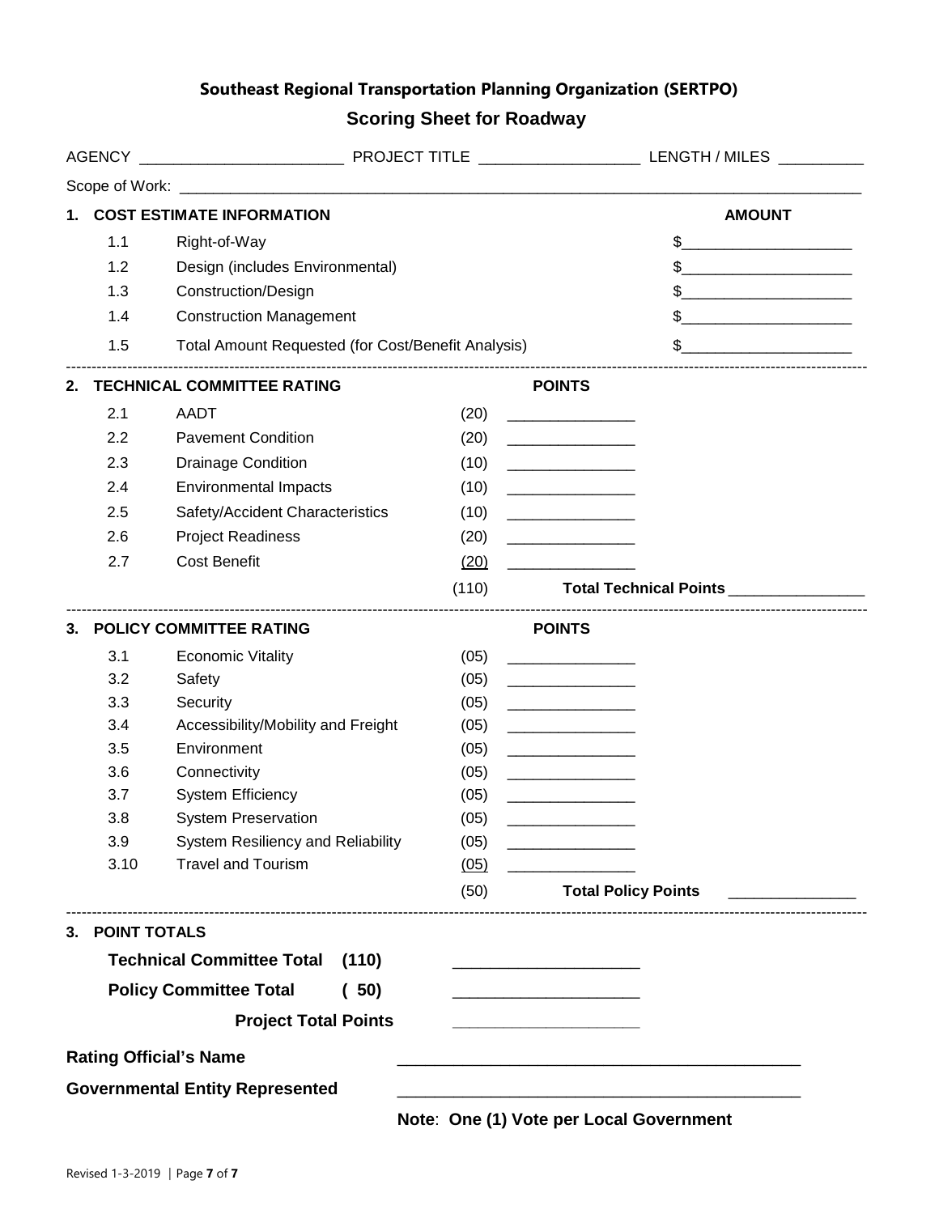## Southeast Regional Transportation Planning Organization (SERTPO)

### Scoring Sheet for Roadway

AGENCY ________________________ PROJECT TITLE __________________ LENGTH / MILES __________

Scope of Work: ______________________________________________________________________________

**1. COST ESTIMATE INFORMATION**

| | | **AMOUNT** |
|---|---|---|
| 1.1 | Right-of-Way | $____________________ |
| 1.2 | Design (includes Environmental) | $____________________ |
| 1.3 | Construction/Design | $____________________ |
| 1.4 | Construction Management | $____________________ |
| 1.5 | Total Amount Requested (for Cost/Benefit Analysis) | $____________________ |

---

**2. TECHNICAL COMMITTEE RATING**

| | | | **POINTS** |
|---|---|---|---|
| 2.1 | AADT | (20) | _______________ |
| 2.2 | Pavement Condition | (20) | _______________ |
| 2.3 | Drainage Condition | (10) | _______________ |
| 2.4 | Environmental Impacts | (10) | _______________ |
| 2.5 | Safety/Accident Characteristics | (10) | _______________ |
| 2.6 | Project Readiness | (20) | _______________ |
| 2.7 | Cost Benefit | (20) | _______________ |
| | | (110) | **Total Technical Points** _______________ |

---

**3. POLICY COMMITTEE RATING**

| | | | **POINTS** |
|---|---|---|---|
| 3.1 | Economic Vitality | (05) | _______________ |
| 3.2 | Safety | (05) | _______________ |
| 3.3 | Security | (05) | _______________ |
| 3.4 | Accessibility/Mobility and Freight | (05) | _______________ |
| 3.5 | Environment | (05) | _______________ |
| 3.6 | Connectivity | (05) | _______________ |
| 3.7 | System Efficiency | (05) | _______________ |
| 3.8 | System Preservation | (05) | _______________ |
| 3.9 | System Resiliency and Reliability | (05) | _______________ |
| 3.10 | Travel and Tourism | (05) | _______________ |
| | | (50) | **Total Policy Points** _______________ |

---

**3. POINT TOTALS**

**Technical Committee Total (110)** ____________________

**Policy Committee Total ( 50)** ____________________

**Project Total Points** ____________________

**Rating Official's Name** ____________________________________________

**Governmental Entity Represented** ____________________________________________

**Note**: **One (1) Vote per Local Government**

Revised 1-3-2019